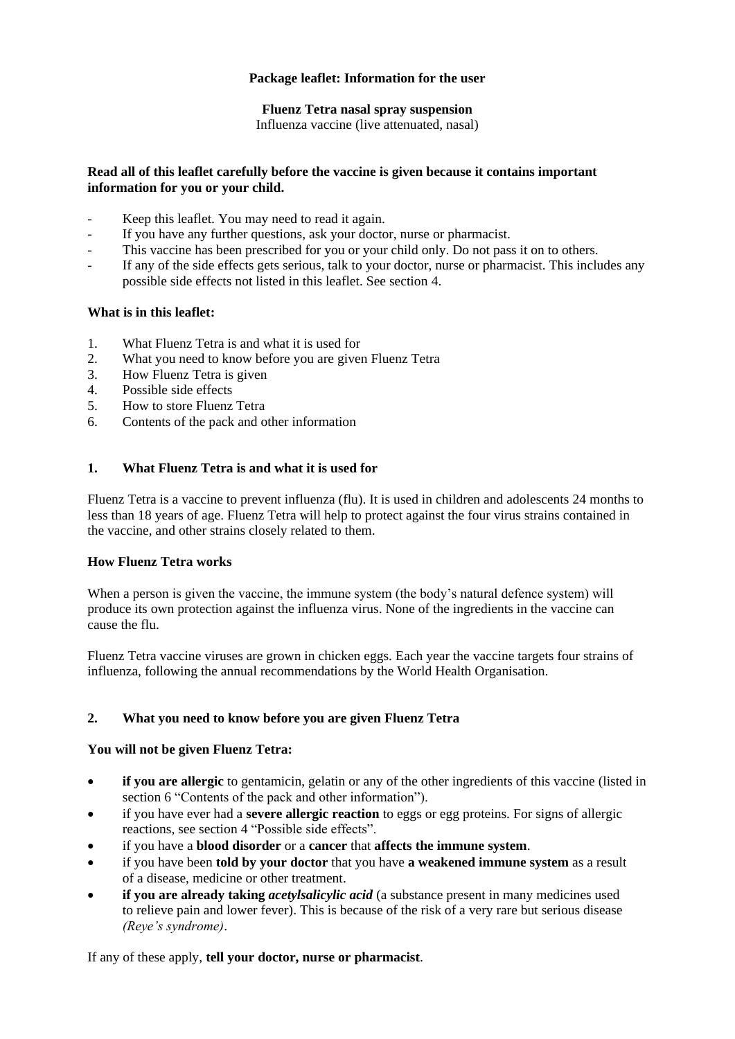**Package leaflet: Information for the user**

**Fluenz Tetra nasal spray suspension**
Influenza vaccine (live attenuated, nasal)

**Read all of this leaflet carefully before the vaccine is given because it contains important information for you or your child.**

- Keep this leaflet. You may need to read it again.
- If you have any further questions, ask your doctor, nurse or pharmacist.
- This vaccine has been prescribed for you or your child only. Do not pass it on to others.
- If any of the side effects gets serious, talk to your doctor, nurse or pharmacist. This includes any possible side effects not listed in this leaflet. See section 4.

**What is in this leaflet:**

1. What Fluenz Tetra is and what it is used for
2. What you need to know before you are given Fluenz Tetra
3. How Fluenz Tetra is given
4. Possible side effects
5. How to store Fluenz Tetra
6. Contents of the pack and other information

## 1. What Fluenz Tetra is and what it is used for

Fluenz Tetra is a vaccine to prevent influenza (flu). It is used in children and adolescents 24 months to less than 18 years of age. Fluenz Tetra will help to protect against the four virus strains contained in the vaccine, and other strains closely related to them.

**How Fluenz Tetra works**

When a person is given the vaccine, the immune system (the body's natural defence system) will produce its own protection against the influenza virus. None of the ingredients in the vaccine can cause the flu.

Fluenz Tetra vaccine viruses are grown in chicken eggs. Each year the vaccine targets four strains of influenza, following the annual recommendations by the World Health Organisation.

## 2. What you need to know before you are given Fluenz Tetra

**You will not be given Fluenz Tetra:**

- **if you are allergic** to gentamicin, gelatin or any of the other ingredients of this vaccine (listed in section 6 "Contents of the pack and other information").
- if you have ever had a **severe allergic reaction** to eggs or egg proteins. For signs of allergic reactions, see section 4 "Possible side effects".
- if you have a **blood disorder** or a **cancer** that **affects the immune system**.
- if you have been **told by your doctor** that you have **a weakened immune system** as a result of a disease, medicine or other treatment.
- **if you are already taking** ***acetylsalicylic acid*** (a substance present in many medicines used to relieve pain and lower fever). This is because of the risk of a very rare but serious disease *(Reye's syndrome)*.

If any of these apply, **tell your doctor, nurse or pharmacist**.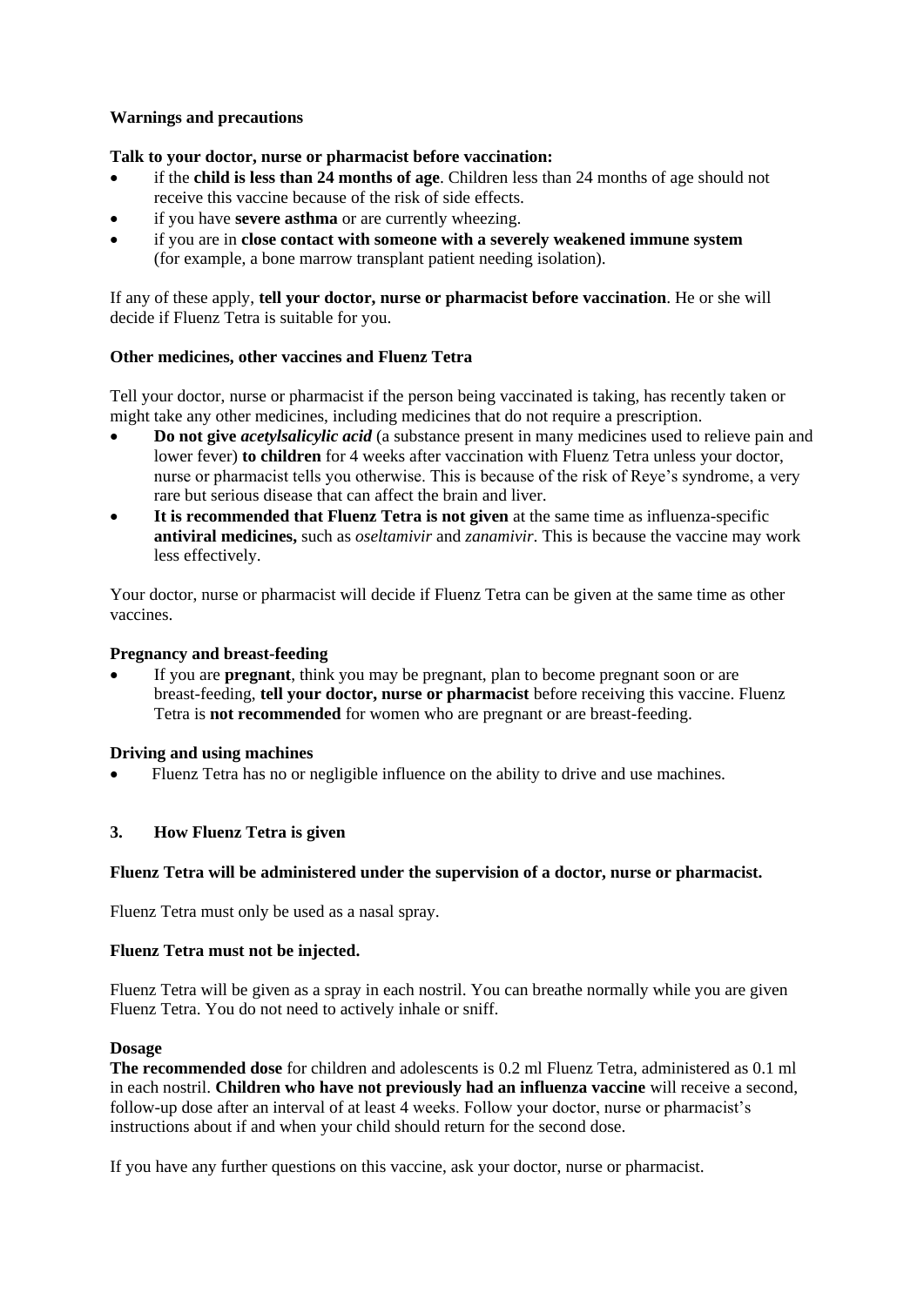**Warnings and precautions**

**Talk to your doctor, nurse or pharmacist before vaccination:**

- if the **child is less than 24 months of age**. Children less than 24 months of age should not receive this vaccine because of the risk of side effects.
- if you have **severe asthma** or are currently wheezing.
- if you are in **close contact with someone with a severely weakened immune system** (for example, a bone marrow transplant patient needing isolation).

If any of these apply, **tell your doctor, nurse or pharmacist before vaccination**. He or she will decide if Fluenz Tetra is suitable for you.

**Other medicines, other vaccines and Fluenz Tetra**

Tell your doctor, nurse or pharmacist if the person being vaccinated is taking, has recently taken or might take any other medicines, including medicines that do not require a prescription.

- **Do not give** ***acetylsalicylic acid*** (a substance present in many medicines used to relieve pain and lower fever) **to children** for 4 weeks after vaccination with Fluenz Tetra unless your doctor, nurse or pharmacist tells you otherwise. This is because of the risk of Reye's syndrome, a very rare but serious disease that can affect the brain and liver.
- **It is recommended that Fluenz Tetra is not given** at the same time as influenza-specific **antiviral medicines,** such as *oseltamivir* and *zanamivir*. This is because the vaccine may work less effectively.

Your doctor, nurse or pharmacist will decide if Fluenz Tetra can be given at the same time as other vaccines.

**Pregnancy and breast-feeding**

- If you are **pregnant**, think you may be pregnant, plan to become pregnant soon or are breast-feeding, **tell your doctor, nurse or pharmacist** before receiving this vaccine. Fluenz Tetra is **not recommended** for women who are pregnant or are breast-feeding.

**Driving and using machines**

- Fluenz Tetra has no or negligible influence on the ability to drive and use machines.

## 3. How Fluenz Tetra is given

**Fluenz Tetra will be administered under the supervision of a doctor, nurse or pharmacist.**

Fluenz Tetra must only be used as a nasal spray.

**Fluenz Tetra must not be injected.**

Fluenz Tetra will be given as a spray in each nostril. You can breathe normally while you are given Fluenz Tetra. You do not need to actively inhale or sniff.

**Dosage**

**The recommended dose** for children and adolescents is 0.2 ml Fluenz Tetra, administered as 0.1 ml in each nostril. **Children who have not previously had an influenza vaccine** will receive a second, follow-up dose after an interval of at least 4 weeks. Follow your doctor, nurse or pharmacist's instructions about if and when your child should return for the second dose.

If you have any further questions on this vaccine, ask your doctor, nurse or pharmacist.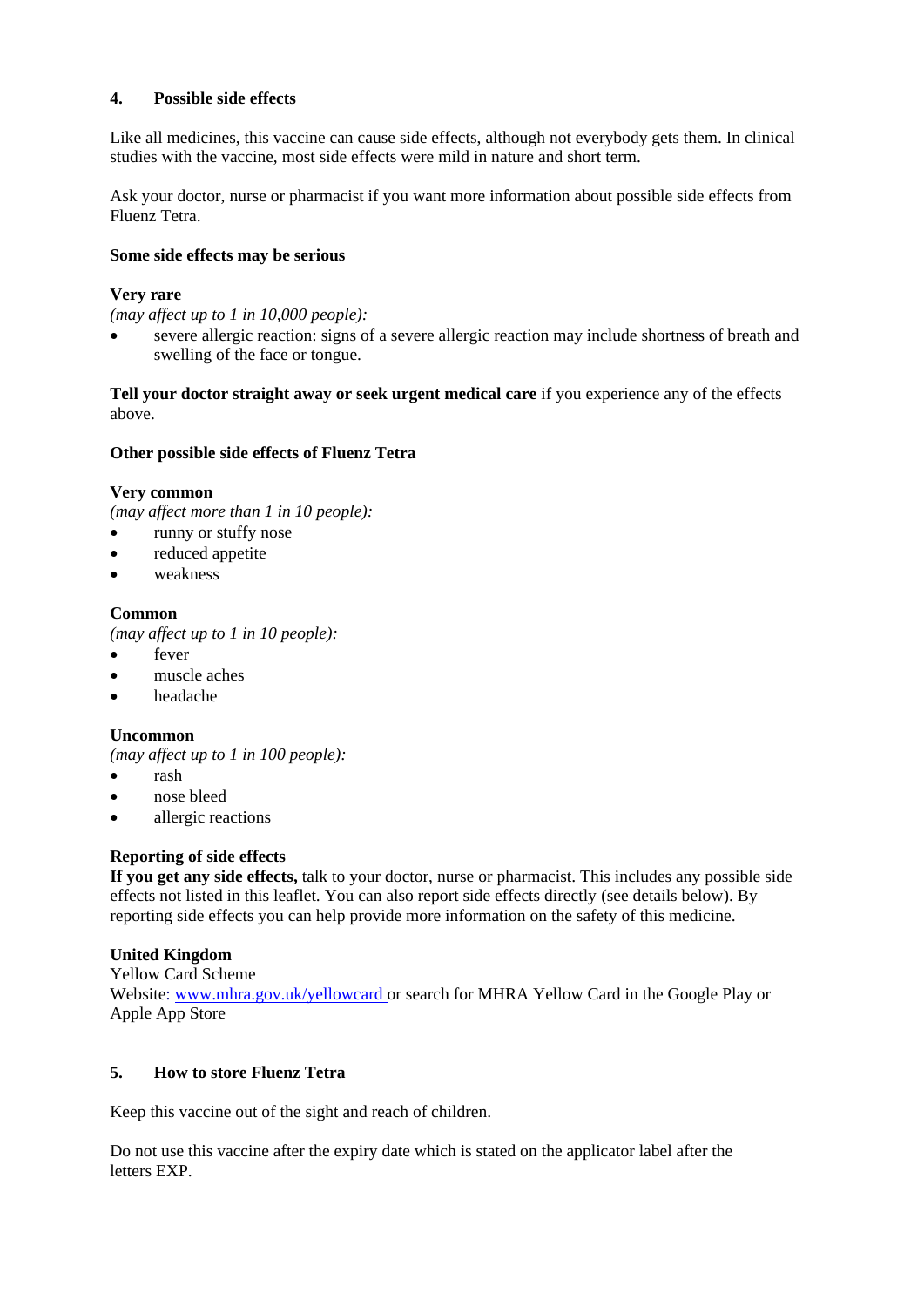## 4. Possible side effects

Like all medicines, this vaccine can cause side effects, although not everybody gets them. In clinical studies with the vaccine, most side effects were mild in nature and short term.

Ask your doctor, nurse or pharmacist if you want more information about possible side effects from Fluenz Tetra.

**Some side effects may be serious**

**Very rare**
*(may affect up to 1 in 10,000 people):*

- severe allergic reaction: signs of a severe allergic reaction may include shortness of breath and swelling of the face or tongue.

**Tell your doctor straight away or seek urgent medical care** if you experience any of the effects above.

**Other possible side effects of Fluenz Tetra**

**Very common**
*(may affect more than 1 in 10 people):*

- runny or stuffy nose
- reduced appetite
- weakness

**Common**
*(may affect up to 1 in 10 people):*

- fever
- muscle aches
- headache

**Uncommon**
*(may affect up to 1 in 100 people):*

- rash
- nose bleed
- allergic reactions

**Reporting of side effects**
**If you get any side effects,** talk to your doctor, nurse or pharmacist. This includes any possible side effects not listed in this leaflet. You can also report side effects directly (see details below). By reporting side effects you can help provide more information on the safety of this medicine.

**United Kingdom**
Yellow Card Scheme
Website: www.mhra.gov.uk/yellowcard or search for MHRA Yellow Card in the Google Play or Apple App Store

## 5. How to store Fluenz Tetra

Keep this vaccine out of the sight and reach of children.

Do not use this vaccine after the expiry date which is stated on the applicator label after the letters EXP.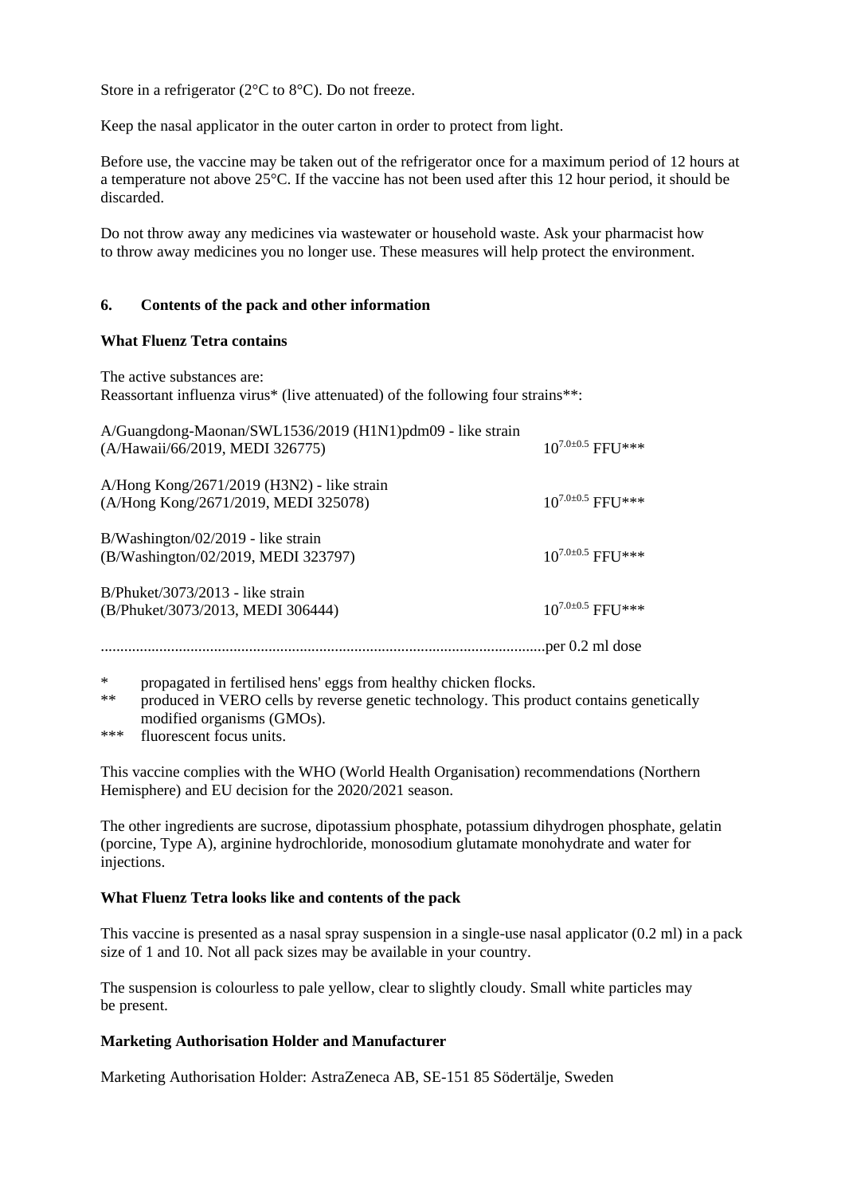Store in a refrigerator (2°C to 8°C). Do not freeze.

Keep the nasal applicator in the outer carton in order to protect from light.

Before use, the vaccine may be taken out of the refrigerator once for a maximum period of 12 hours at a temperature not above 25°C. If the vaccine has not been used after this 12 hour period, it should be discarded.

Do not throw away any medicines via wastewater or household waste. Ask your pharmacist how to throw away medicines you no longer use. These measures will help protect the environment.

## 6. Contents of the pack and other information

**What Fluenz Tetra contains**

The active substances are:
Reassortant influenza virus* (live attenuated) of the following four strains**:

| | |
|---|---|
| A/Guangdong-Maonan/SWL1536/2019 (H1N1)pdm09 - like strain (A/Hawaii/66/2019, MEDI 326775) | $10^{7.0\pm0.5}$ FFU*** |
| A/Hong Kong/2671/2019 (H3N2) - like strain (A/Hong Kong/2671/2019, MEDI 325078) | $10^{7.0\pm0.5}$ FFU*** |
| B/Washington/02/2019 - like strain (B/Washington/02/2019, MEDI 323797) | $10^{7.0\pm0.5}$ FFU*** |
| B/Phuket/3073/2013 - like strain (B/Phuket/3073/2013, MEDI 306444) | $10^{7.0\pm0.5}$ FFU*** |

..................................................................................................................per 0.2 ml dose

\* propagated in fertilised hens' eggs from healthy chicken flocks.
** produced in VERO cells by reverse genetic technology. This product contains genetically modified organisms (GMOs).
*** fluorescent focus units.

This vaccine complies with the WHO (World Health Organisation) recommendations (Northern Hemisphere) and EU decision for the 2020/2021 season.

The other ingredients are sucrose, dipotassium phosphate, potassium dihydrogen phosphate, gelatin (porcine, Type A), arginine hydrochloride, monosodium glutamate monohydrate and water for injections.

**What Fluenz Tetra looks like and contents of the pack**

This vaccine is presented as a nasal spray suspension in a single-use nasal applicator (0.2 ml) in a pack size of 1 and 10. Not all pack sizes may be available in your country.

The suspension is colourless to pale yellow, clear to slightly cloudy. Small white particles may be present.

**Marketing Authorisation Holder and Manufacturer**

Marketing Authorisation Holder: AstraZeneca AB, SE-151 85 Södertälje, Sweden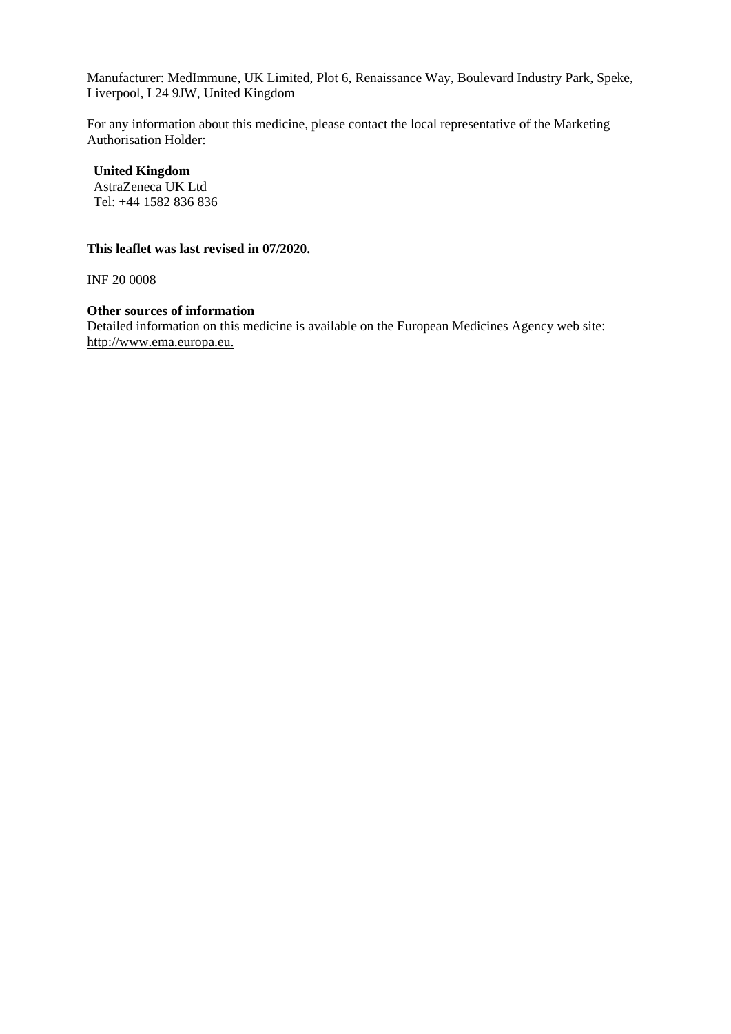Manufacturer: MedImmune, UK Limited, Plot 6, Renaissance Way, Boulevard Industry Park, Speke, Liverpool, L24 9JW, United Kingdom

For any information about this medicine, please contact the local representative of the Marketing Authorisation Holder:

**United Kingdom**
AstraZeneca UK Ltd
Tel: +44 1582 836 836

**This leaflet was last revised in 07/2020.**

INF 20 0008

**Other sources of information**
Detailed information on this medicine is available on the European Medicines Agency web site: http://www.ema.europa.eu.